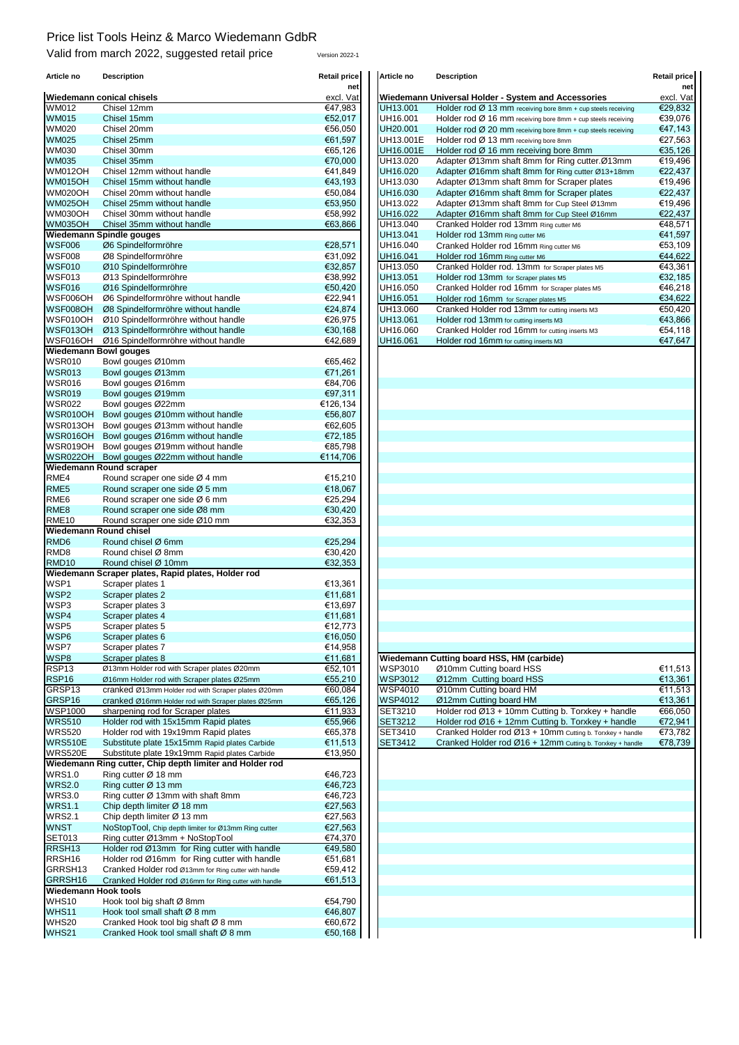# Price list Tools Heinz & Marco Wiedemann GdbR

Valid from march 2022, suggested retail price Version 2022-1

| Article no | Description | Retail price net excl. Vat |
|---|---|---|
| **Wiedemann conical chisels** | | |
| WM012 | Chisel 12mm | €47,983 |
| WM015 | Chisel 15mm | €52,017 |
| WM020 | Chisel 20mm | €56,050 |
| WM025 | Chisel 25mm | €61,597 |
| WM030 | Chisel 30mm | €65,126 |
| WM035 | Chisel 35mm | €70,000 |
| WM012OH | Chisel 12mm without handle | €41,849 |
| WM015OH | Chisel 15mm without handle | €43,193 |
| WM020OH | Chisel 20mm without handle | €50,084 |
| WM025OH | Chisel 25mm without handle | €53,950 |
| WM030OH | Chisel 30mm without handle | €58,992 |
| WM035OH | Chisel 35mm without handle | €63,866 |
| **Wiedemann Spindle gouges** | | |
| WSF006 | Ø6 Spindelformröhre | €28,571 |
| WSF008 | Ø8 Spindelformröhre | €31,092 |
| WSF010 | Ø10 Spindelformröhre | €32,857 |
| WSF013 | Ø13 Spindelformröhre | €38,992 |
| WSF016 | Ø16 Spindelformröhre | €50,420 |
| WSF006OH | Ø6 Spindelformröhre without handle | €22,941 |
| WSF008OH | Ø8 Spindelformröhre without handle | €24,874 |
| WSF010OH | Ø10 Spindelformröhre without handle | €26,975 |
| WSF013OH | Ø13 Spindelformröhre without handle | €30,168 |
| WSF016OH | Ø16 Spindelformröhre without handle | €42,689 |
| **Wiedemann Bowl gouges** | | |
| WSR010 | Bowl gouges Ø10mm | €65,462 |
| WSR013 | Bowl gouges Ø13mm | €71,261 |
| WSR016 | Bowl gouges Ø16mm | €84,706 |
| WSR019 | Bowl gouges Ø19mm | €97,311 |
| WSR022 | Bowl gouges Ø22mm | €126,134 |
| WSR010OH | Bowl gouges Ø10mm without handle | €56,807 |
| WSR013OH | Bowl gouges Ø13mm without handle | €62,605 |
| WSR016OH | Bowl gouges Ø16mm without handle | €72,185 |
| WSR019OH | Bowl gouges Ø19mm without handle | €85,798 |
| WSR022OH | Bowl gouges Ø22mm without handle | €114,706 |
| **Wiedemann Round scraper** | | |
| RME4 | Round scraper one side Ø 4 mm | €15,210 |
| RME5 | Round scraper one side Ø 5 mm | €18,067 |
| RME6 | Round scraper one side Ø 6 mm | €25,294 |
| RME8 | Round scraper one side Ø8 mm | €30,420 |
| RME10 | Round scraper one side Ø10 mm | €32,353 |
| **Wiedemann Round chisel** | | |
| RMD6 | Round chisel Ø 6mm | €25,294 |
| RMD8 | Round chisel Ø 8mm | €30,420 |
| RMD10 | Round chisel Ø 10mm | €32,353 |
| **Wiedemann Scraper plates, Rapid plates, Holder rod** | | |
| WSP1 | Scraper plates 1 | €13,361 |
| WSP2 | Scraper plates 2 | €11,681 |
| WSP3 | Scraper plates 3 | €13,697 |
| WSP4 | Scraper plates 4 | €11,681 |
| WSP5 | Scraper plates 5 | €12,773 |
| WSP6 | Scraper plates 6 | €16,050 |
| WSP7 | Scraper plates 7 | €14,958 |
| WSP8 | Scraper plates 8 | €11,681 |
| RSP13 | Ø13mm Holder rod with Scraper plates Ø20mm | €52,101 |
| RSP16 | Ø16mm Holder rod with Scraper plates Ø25mm | €55,210 |
| GRSP13 | cranked Ø13mm Holder rod with Scraper plates Ø20mm | €60,084 |
| GRSP16 | cranked Ø16mm Holder rod with Scraper plates Ø25mm | €65,126 |
| WSP1000 | sharpening rod for Scraper plates | €11,933 |
| WRS510 | Holder rod with 15x15mm Rapid plates | €55,966 |
| WRS520 | Holder rod with 19x19mm Rapid plates | €65,378 |
| WRS510E | Substitute plate 15x15mm Rapid plates Carbide | €11,513 |
| WRS520E | Substitute plate 19x19mm Rapid plates Carbide | €13,950 |
| **Wiedemann Ring cutter, Chip depth limiter and Holder rod** | | |
| WRS1.0 | Ring cutter Ø 18 mm | €46,723 |
| WRS2.0 | Ring cutter Ø 13 mm | €46,723 |
| WRS3.0 | Ring cutter Ø 13mm with shaft 8mm | €46,723 |
| WRS1.1 | Chip depth limiter Ø 18 mm | €27,563 |
| WRS2.1 | Chip depth limiter Ø 13 mm | €27,563 |
| WNST | NoStopTool, Chip depth limiter for Ø13mm Ring cutter | €27,563 |
| SET013 | Ring cutter Ø13mm + NoStopTool | €74,370 |
| RRSH13 | Holder rod Ø13mm for Ring cutter with handle | €49,580 |
| RRSH16 | Holder rod Ø16mm for Ring cutter with handle | €51,681 |
| GRRSH13 | Cranked Holder rod Ø13mm for Ring cutter with handle | €59,412 |
| GRRSH16 | Cranked Holder rod Ø16mm for Ring cutter with handle | €61,513 |
| **Wiedemann Hook tools** | | |
| WHS10 | Hook tool big shaft Ø 8mm | €54,790 |
| WHS11 | Hook tool small shaft Ø 8 mm | €46,807 |
| WHS20 | Cranked Hook tool big shaft Ø 8 mm | €60,672 |
| WHS21 | Cranked Hook tool small shaft Ø 8 mm | €50,168 |

| Article no | Description | Retail price net excl. Vat |
|---|---|---|
| **Wiedemann Universal Holder - System and Accessories** | | |
| UH13.001 | Holder rod Ø 13 mm receiving bore 8mm + cup steels receiving | €29,832 |
| UH16.001 | Holder rod Ø 16 mm receiving bore 8mm + cup steels receiving | €39,076 |
| UH20.001 | Holder rod Ø 20 mm receiving bore 8mm + cup steels receiving | €47,143 |
| UH13.001E | Holder rod Ø 13 mm receiving bore 8mm | €27,563 |
| UH16.001E | Holder rod Ø 16 mm receiving bore 8mm | €35,126 |
| UH13.020 | Adapter Ø13mm shaft 8mm for Ring cutter.Ø13mm | €19,496 |
| UH16.020 | Adapter Ø16mm shaft 8mm for Ring cutter Ø13+18mm | €22,437 |
| UH13.030 | Adapter Ø13mm shaft 8mm for Scraper plates | €19,496 |
| UH16.030 | Adapter Ø16mm shaft 8mm for Scraper plates | €22,437 |
| UH13.022 | Adapter Ø13mm shaft 8mm for Cup Steel Ø13mm | €19,496 |
| UH16.022 | Adapter Ø16mm shaft 8mm for Cup Steel Ø16mm | €22,437 |
| UH13.040 | Cranked Holder rod 13mm Ring cutter M6 | €48,571 |
| UH13.041 | Holder rod 13mm Ring cutter M6 | €41,597 |
| UH16.040 | Cranked Holder rod 16mm Ring cutter M6 | €53,109 |
| UH16.041 | Holder rod 16mm Ring cutter M6 | €44,622 |
| UH13.050 | Cranked Holder rod. 13mm for Scraper plates M5 | €43,361 |
| UH13.051 | Holder rod 13mm for Scraper plates M5 | €32,185 |
| UH16.050 | Cranked Holder rod 16mm for Scraper plates M5 | €46,218 |
| UH16.051 | Holder rod 16mm for Scraper plates M5 | €34,622 |
| UH13.060 | Cranked Holder rod 13mm for cutting inserts M3 | €50,420 |
| UH13.061 | Holder rod 13mm for cutting inserts M3 | €43,866 |
| UH16.060 | Cranked Holder rod 16mm for cutting inserts M3 | €54,118 |
| UH16.061 | Holder rod 16mm for cutting inserts M3 | €47,647 |
| **Wiedemann Cutting board HSS, HM (carbide)** | | |
| WSP3010 | Ø10mm Cutting board HSS | €11,513 |
| WSP3012 | Ø12mm Cutting board HSS | €13,361 |
| WSP4010 | Ø10mm Cutting board HM | €11,513 |
| WSP4012 | Ø12mm Cutting board HM | €13,361 |
| SET3210 | Holder rod Ø13 + 10mm Cutting b. Torxkey + handle | €66,050 |
| SET3212 | Holder rod Ø16 + 12mm Cutting b. Torxkey + handle | €72,941 |
| SET3410 | Cranked Holder rod Ø13 + 10mm Cutting b. Torxkey + handle | €73,782 |
| SET3412 | Cranked Holder rod Ø16 + 12mm Cutting b. Torxkey + handle | €78,739 |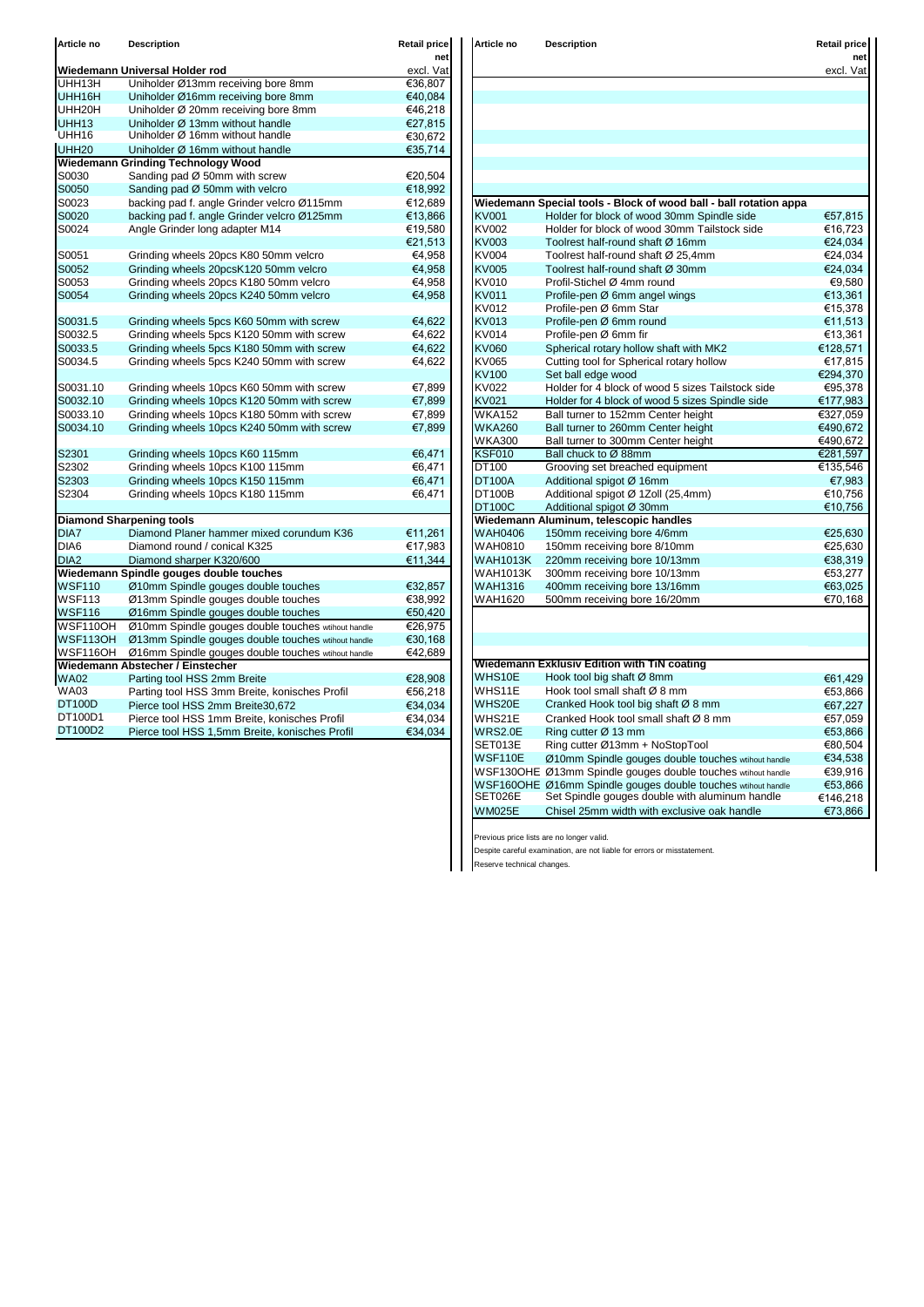| Article no | Description | Retail price net |
|---|---|---|
| **Wiedemann Universal Holder rod** | | excl. Vat |
| UHH13H | Uniholder Ø13mm receiving bore 8mm | €36,807 |
| UHH16H | Uniholder Ø16mm receiving bore 8mm | €40,084 |
| UHH20H | Uniholder Ø 20mm receiving bore 8mm | €46,218 |
| UHH13 | Uniholder Ø 13mm without handle | €27,815 |
| UHH16 | Uniholder Ø 16mm without handle | €30,672 |
| UHH20 | Uniholder Ø 16mm without handle | €35,714 |
| **Wiedemann Grinding Technology Wood** | | |
| S0030 | Sanding pad Ø 50mm with screw | €20,504 |
| S0050 | Sanding pad Ø 50mm with velcro | €18,992 |
| S0023 | backing pad f. angle Grinder velcro Ø115mm | €12,689 |
| S0020 | backing pad f. angle Grinder velcro Ø125mm | €13,866 |
| S0024 | Angle Grinder long adapter M14 | €19,580 |
| | | €21,513 |
| S0051 | Grinding wheels 20pcs K80 50mm velcro | €4,958 |
| S0052 | Grinding wheels 20pcsK120 50mm velcro | €4,958 |
| S0053 | Grinding wheels 20pcs K180 50mm velcro | €4,958 |
| S0054 | Grinding wheels 20pcs K240 50mm velcro | €4,958 |
| S0031.5 | Grinding wheels 5pcs K60 50mm with screw | €4,622 |
| S0032.5 | Grinding wheels 5pcs K120 50mm with screw | €4,622 |
| S0033.5 | Grinding wheels 5pcs K180 50mm with screw | €4,622 |
| S0034.5 | Grinding wheels 5pcs K240 50mm with screw | €4,622 |
| S0031.10 | Grinding wheels 10pcs K60 50mm with screw | €7,899 |
| S0032.10 | Grinding wheels 10pcs K120 50mm with screw | €7,899 |
| S0033.10 | Grinding wheels 10pcs K180 50mm with screw | €7,899 |
| S0034.10 | Grinding wheels 10pcs K240 50mm with screw | €7,899 |
| S2301 | Grinding wheels 10pcs K60 115mm | €6,471 |
| S2302 | Grinding wheels 10pcs K100 115mm | €6,471 |
| S2303 | Grinding wheels 10pcs K150 115mm | €6,471 |
| S2304 | Grinding wheels 10pcs K180 115mm | €6,471 |
| **Diamond Sharpening tools** | | |
| DIA7 | Diamond Planer hammer mixed corundum K36 | €11,261 |
| DIA6 | Diamond round / conical K325 | €17,983 |
| DIA2 | Diamond sharper K320/600 | €11,344 |
| **Wiedemann Spindle gouges double touches** | | |
| WSF110 | Ø10mm Spindle gouges double touches | €32,857 |
| WSF113 | Ø13mm Spindle gouges double touches | €38,992 |
| WSF116 | Ø16mm Spindle gouges double touches | €50,420 |
| WSF110OH | Ø10mm Spindle gouges double touches without handle | €26,975 |
| WSF113OH | Ø13mm Spindle gouges double touches without handle | €30,168 |
| WSF116OH | Ø16mm Spindle gouges double touches without handle | €42,689 |
| **Wiedemann Abstecher / Einstecher** | | |
| WA02 | Parting tool HSS 2mm Breite | €28,908 |
| WA03 | Parting tool HSS 3mm Breite, konisches Profil | €56,218 |
| DT100D | Pierce tool HSS 2mm Breite30,672 | €34,034 |
| DT100D1 | Pierce tool HSS 1mm Breite, konisches Profil | €34,034 |
| DT100D2 | Pierce tool HSS 1,5mm Breite, konisches Profil | €34,034 |

| Article no | Description | Retail price net |
|---|---|---|
| | | excl. Vat |
| **Wiedemann Special tools - Block of wood ball - ball rotation appa** | | |
| KV001 | Holder for block of wood 30mm Spindle side | €57,815 |
| KV002 | Holder for block of wood 30mm Tailstock side | €16,723 |
| KV003 | Toolrest half-round shaft Ø 16mm | €24,034 |
| KV004 | Toolrest half-round shaft Ø 25,4mm | €24,034 |
| KV005 | Toolrest half-round shaft Ø 30mm | €24,034 |
| KV010 | Profil-Stichel Ø 4mm round | €9,580 |
| KV011 | Profile-pen Ø 6mm angel wings | €13,361 |
| KV012 | Profile-pen Ø 6mm Star | €15,378 |
| KV013 | Profile-pen Ø 6mm round | €11,513 |
| KV014 | Profile-pen Ø 6mm fir | €13,361 |
| KV060 | Spherical rotary hollow shaft with MK2 | €128,571 |
| KV065 | Cutting tool for Spherical rotary hollow | €17,815 |
| KV100 | Set ball edge wood | €294,370 |
| KV022 | Holder for 4 block of wood 5 sizes Tailstock side | €95,378 |
| KV021 | Holder for 4 block of wood 5 sizes Spindle side | €177,983 |
| WKA152 | Ball turner to 152mm Center height | €327,059 |
| WKA260 | Ball turner to 260mm Center height | €490,672 |
| WKA300 | Ball turner to 300mm Center height | €490,672 |
| KSF010 | Ball chuck to Ø 88mm | €281,597 |
| DT100 | Grooving set breached equipment | €135,546 |
| DT100A | Additional spigot Ø 16mm | €7,983 |
| DT100B | Additional spigot Ø 1Zoll (25,4mm) | €10,756 |
| DT100C | Additional spigot Ø 30mm | €10,756 |
| **Wiedemann Aluminum, telescopic handles** | | |
| WAH0406 | 150mm receiving bore 4/6mm | €25,630 |
| WAH0810 | 150mm receiving bore 8/10mm | €25,630 |
| WAH1013K | 220mm receiving bore 10/13mm | €38,319 |
| WAH1013K | 300mm receiving bore 10/13mm | €53,277 |
| WAH1316 | 400mm receiving bore 13/16mm | €63,025 |
| WAH1620 | 500mm receiving bore 16/20mm | €70,168 |
| **Wiedemann Exklusiv Edition with TiN coating** | | |
| WHS10E | Hook tool big shaft Ø 8mm | €61,429 |
| WHS11E | Hook tool small shaft Ø 8 mm | €53,866 |
| WHS20E | Cranked Hook tool big shaft Ø 8 mm | €67,227 |
| WHS21E | Cranked Hook tool small shaft Ø 8 mm | €57,059 |
| WRS2.0E | Ring cutter Ø 13 mm | €53,866 |
| SET013E | Ring cutter Ø13mm + NoStopTool | €80,504 |
| WSF110E | Ø10mm Spindle gouges double touches without handle | €34,538 |
| WSF130OHE | Ø13mm Spindle gouges double touches without handle | €39,916 |
| WSF160OHE | Ø16mm Spindle gouges double touches without handle | €53,866 |
| SET026E | Set Spindle gouges double with aluminum handle | €146,218 |
| WM025E | Chisel 25mm width with exclusive oak handle | €73,866 |

Previous price lists are no longer valid.

Despite careful examination, are not liable for errors or misstatement.

Reserve technical changes.